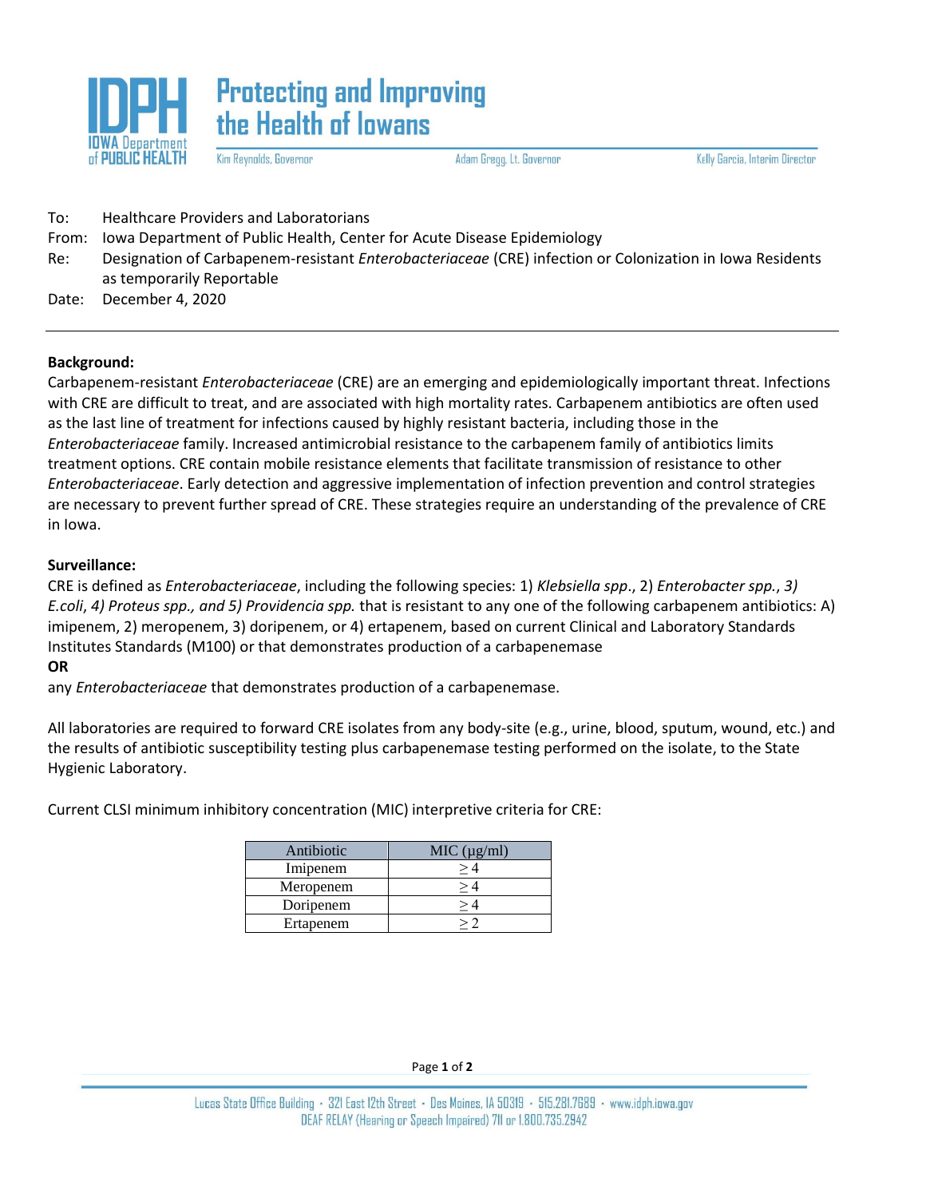**IOWA Department of PUBLIC HEALTH**

**Protecting and Improving the Health of Iowans**

Kim Reynolds, Governor    Adam Gregg, Lt. Governor    Kelly Garcia, Interim Director

To: Healthcare Providers and Laboratorians

From: Iowa Department of Public Health, Center for Acute Disease Epidemiology

Re: Designation of Carbapenem-resistant *Enterobacteriaceae* (CRE) infection or Colonization in Iowa Residents as temporarily Reportable

Date: December 4, 2020

---

**Background:**

Carbapenem-resistant *Enterobacteriaceae* (CRE) are an emerging and epidemiologically important threat. Infections with CRE are difficult to treat, and are associated with high mortality rates. Carbapenem antibiotics are often used as the last line of treatment for infections caused by highly resistant bacteria, including those in the *Enterobacteriaceae* family. Increased antimicrobial resistance to the carbapenem family of antibiotics limits treatment options. CRE contain mobile resistance elements that facilitate transmission of resistance to other *Enterobacteriaceae*. Early detection and aggressive implementation of infection prevention and control strategies are necessary to prevent further spread of CRE. These strategies require an understanding of the prevalence of CRE in Iowa.

**Surveillance:**

CRE is defined as *Enterobacteriaceae*, including the following species: 1) *Klebsiella spp*., 2) *Enterobacter spp.*, *3) E.coli*, *4) Proteus spp., and 5) Providencia spp.* that is resistant to any one of the following carbapenem antibiotics: A) imipenem, 2) meropenem, 3) doripenem, or 4) ertapenem, based on current Clinical and Laboratory Standards Institutes Standards (M100) or that demonstrates production of a carbapenemase

**OR**

any *Enterobacteriaceae* that demonstrates production of a carbapenemase.

All laboratories are required to forward CRE isolates from any body-site (e.g., urine, blood, sputum, wound, etc.) and the results of antibiotic susceptibility testing plus carbapenemase testing performed on the isolate, to the State Hygienic Laboratory.

Current CLSI minimum inhibitory concentration (MIC) interpretive criteria for CRE:

| Antibiotic | MIC (µg/ml) |
|---|---|
| Imipenem | $\geq 4$ |
| Meropenem | $\geq 4$ |
| Doripenem | $\geq 4$ |
| Ertapenem | $\geq 2$ |

Lucas State Office Building · 321 East 12th Street · Des Moines, IA 50319 · 515.281.7689 · www.idph.iowa.gov
DEAF RELAY (Hearing or Speech Impaired) 711 or 1.800.735.2942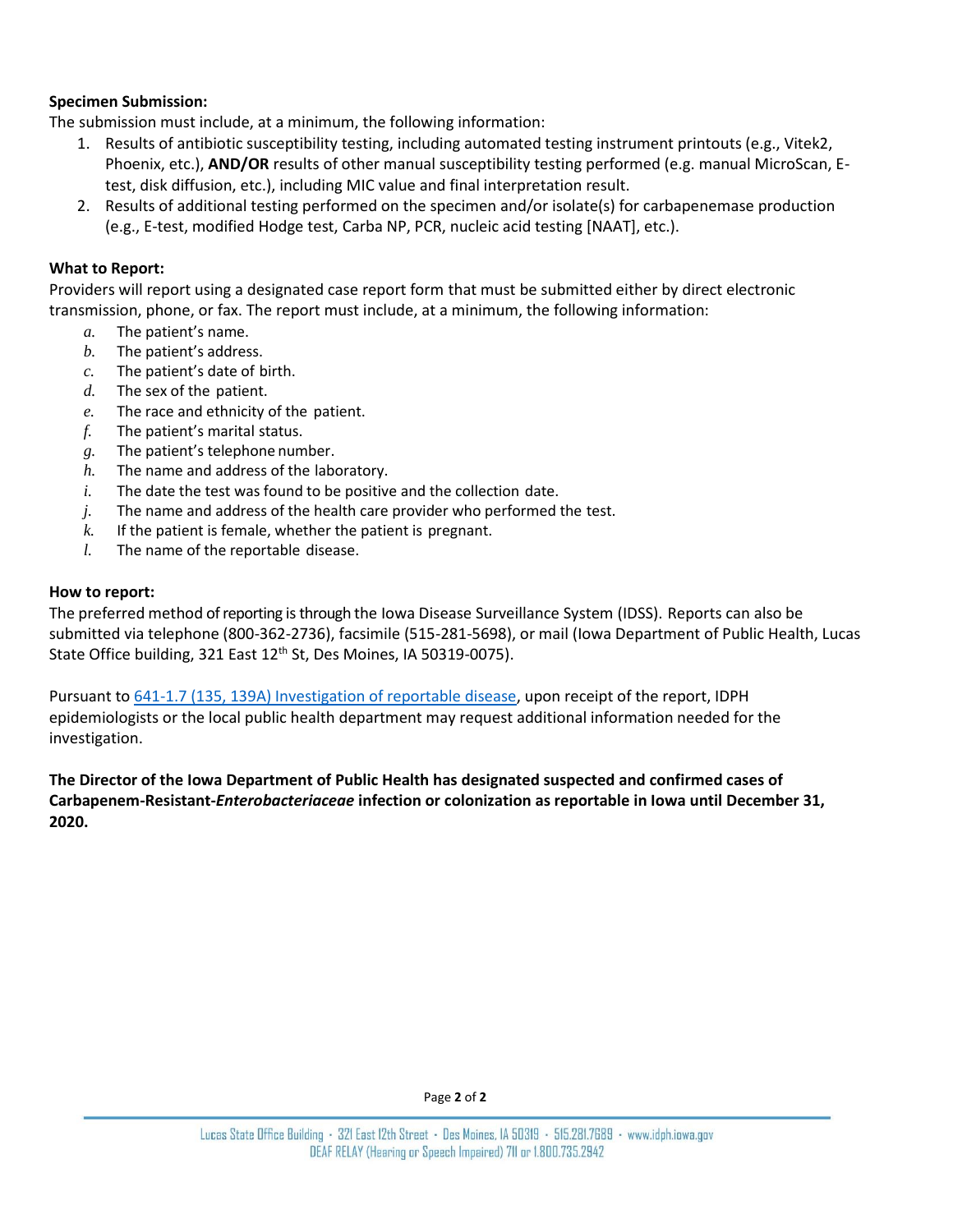**Specimen Submission:**

The submission must include, at a minimum, the following information:

1. Results of antibiotic susceptibility testing, including automated testing instrument printouts (e.g., Vitek2, Phoenix, etc.), **AND/OR** results of other manual susceptibility testing performed (e.g. manual MicroScan, E-test, disk diffusion, etc.), including MIC value and final interpretation result.
2. Results of additional testing performed on the specimen and/or isolate(s) for carbapenemase production (e.g., E-test, modified Hodge test, Carba NP, PCR, nucleic acid testing [NAAT], etc.).

**What to Report:**

Providers will report using a designated case report form that must be submitted either by direct electronic transmission, phone, or fax. The report must include, at a minimum, the following information:

*a.* The patient's name.
*b.* The patient's address.
*c.* The patient's date of birth.
*d.* The sex of the patient.
*e.* The race and ethnicity of the patient.
*f.* The patient's marital status.
*g.* The patient's telephone number.
*h.* The name and address of the laboratory.
*i.* The date the test was found to be positive and the collection date.
*j.* The name and address of the health care provider who performed the test.
*k.* If the patient is female, whether the patient is pregnant.
*l.* The name of the reportable disease.

**How to report:**

The preferred method of reporting is through the Iowa Disease Surveillance System (IDSS). Reports can also be submitted via telephone (800-362-2736), facsimile (515-281-5698), or mail (Iowa Department of Public Health, Lucas State Office building, 321 East 12th St, Des Moines, IA 50319-0075).

Pursuant to [641-1.7 (135, 139A) Investigation of reportable disease](), upon receipt of the report, IDPH epidemiologists or the local public health department may request additional information needed for the investigation.

**The Director of the Iowa Department of Public Health has designated suspected and confirmed cases of Carbapenem-Resistant-*Enterobacteriaceae* infection or colonization as reportable in Iowa until December 31, 2020.**